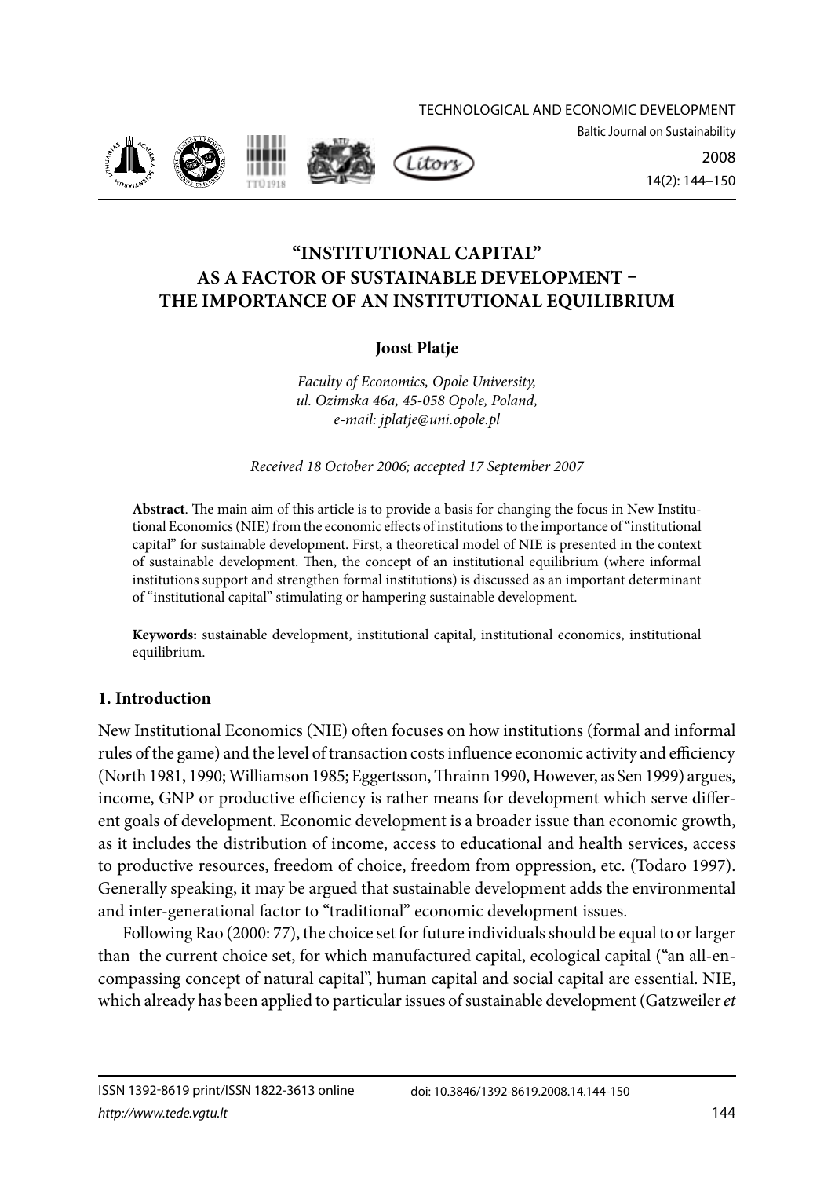# "INSTITUTIONAL CAPITAL" AS A FACTOR OF SUSTAINABLE DEVELOPMENT – THE IMPORTANCE OF AN INSTITUTIONAL EQUILIBRIUM

**Joost Platje**

*Faculty of Economics, Opole University, ul. Ozimska 46a, 45-058 Opole, Poland, e-mail: jplatje@uni.opole.pl*

*Received 18 October 2006; accepted 17 September 2007*

**Abstract**. The main aim of this article is to provide a basis for changing the focus in New Institutional Economics (NIE) from the economic effects of institutions to the importance of "institutional capital" for sustainable development. First, a theoretical model of NIE is presented in the context of sustainable development. Then, the concept of an institutional equilibrium (where informal institutions support and strengthen formal institutions) is discussed as an important determinant of "institutional capital" stimulating or hampering sustainable development.

**Keywords:** sustainable development, institutional capital, institutional economics, institutional equilibrium.

## 1. Introduction

New Institutional Economics (NIE) often focuses on how institutions (formal and informal rules of the game) and the level of transaction costs influence economic activity and efficiency (North 1981, 1990; Williamson 1985; Eggertsson, Thrainn 1990, However, as Sen 1999) argues, income, GNP or productive efficiency is rather means for development which serve different goals of development. Economic development is a broader issue than economic growth, as it includes the distribution of income, access to educational and health services, access to productive resources, freedom of choice, freedom from oppression, etc. (Todaro 1997). Generally speaking, it may be argued that sustainable development adds the environmental and inter-generational factor to "traditional" economic development issues.

Following Rao (2000: 77), the choice set for future individuals should be equal to or larger than the current choice set, for which manufactured capital, ecological capital ("an all-encompassing concept of natural capital", human capital and social capital are essential. NIE, which already has been applied to particular issues of sustainable development (Gatzweiler *et*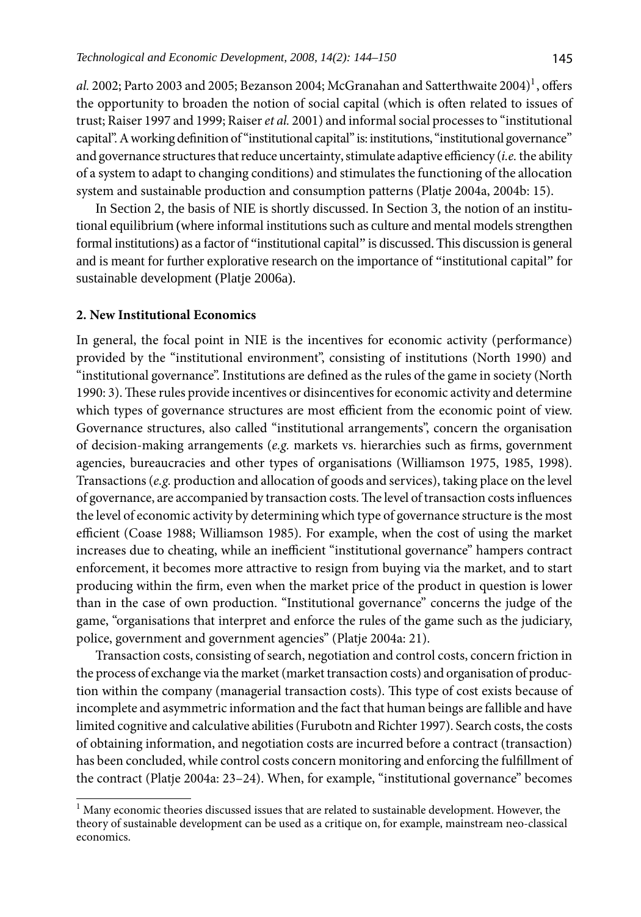*al.* 2002; Parto 2003 and 2005; Bezanson 2004; McGranahan and Satterthwaite 2004)[1], offers the opportunity to broaden the notion of social capital (which is often related to issues of trust; Raiser 1997 and 1999; Raiser *et al.* 2001) and informal social processes to "institutional capital". A working definition of "institutional capital" is: institutions, "institutional governance" and governance structures that reduce uncertainty, stimulate adaptive efficiency (*i.e.* the ability of a system to adapt to changing conditions) and stimulates the functioning of the allocation system and sustainable production and consumption patterns (Platje 2004a, 2004b: 15).

In Section 2, the basis of NIE is shortly discussed. In Section 3, the notion of an institutional equilibrium (where informal institutions such as culture and mental models strengthen formal institutions) as a factor of "institutional capital" is discussed. This discussion is general and is meant for further explorative research on the importance of "institutional capital" for sustainable development (Platje 2006a).

## 2. New Institutional Economics

In general, the focal point in NIE is the incentives for economic activity (performance) provided by the "institutional environment", consisting of institutions (North 1990) and "institutional governance". Institutions are defined as the rules of the game in society (North 1990: 3). These rules provide incentives or disincentives for economic activity and determine which types of governance structures are most efficient from the economic point of view. Governance structures, also called "institutional arrangements", concern the organisation of decision-making arrangements (*e.g.* markets vs. hierarchies such as firms, government agencies, bureaucracies and other types of organisations (Williamson 1975, 1985, 1998). Transactions (*e.g.* production and allocation of goods and services), taking place on the level of governance, are accompanied by transaction costs. The level of transaction costs influences the level of economic activity by determining which type of governance structure is the most efficient (Coase 1988; Williamson 1985). For example, when the cost of using the market increases due to cheating, while an inefficient "institutional governance" hampers contract enforcement, it becomes more attractive to resign from buying via the market, and to start producing within the firm, even when the market price of the product in question is lower than in the case of own production. "Institutional governance" concerns the judge of the game, "organisations that interpret and enforce the rules of the game such as the judiciary, police, government and government agencies" (Platje 2004a: 21).

Transaction costs, consisting of search, negotiation and control costs, concern friction in the process of exchange via the market (market transaction costs) and organisation of production within the company (managerial transaction costs). This type of cost exists because of incomplete and asymmetric information and the fact that human beings are fallible and have limited cognitive and calculative abilities (Furubotn and Richter 1997). Search costs, the costs of obtaining information, and negotiation costs are incurred before a contract (transaction) has been concluded, while control costs concern monitoring and enforcing the fulfillment of the contract (Platje 2004a: 23–24). When, for example, "institutional governance" becomes

[1] Many economic theories discussed issues that are related to sustainable development. However, the theory of sustainable development can be used as a critique on, for example, mainstream neo-classical economics.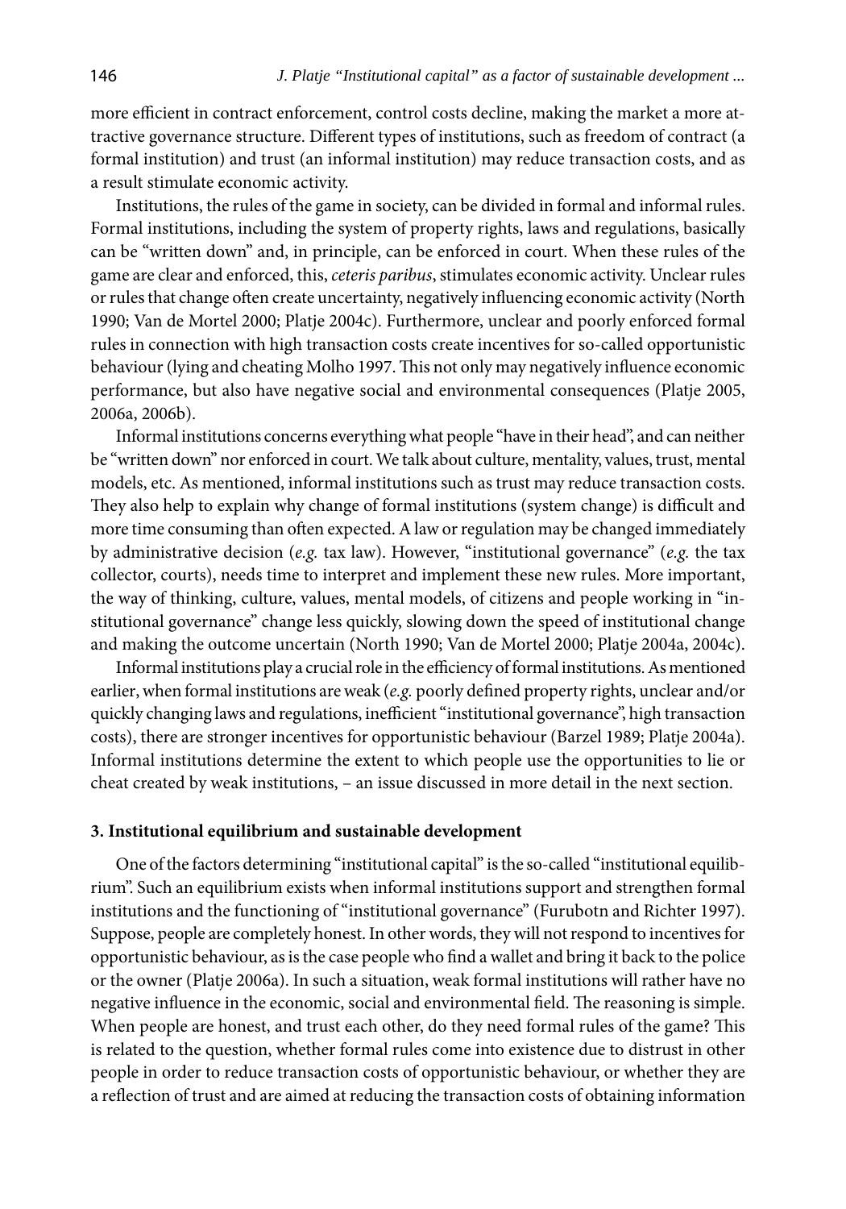more efficient in contract enforcement, control costs decline, making the market a more attractive governance structure. Different types of institutions, such as freedom of contract (a formal institution) and trust (an informal institution) may reduce transaction costs, and as a result stimulate economic activity.

Institutions, the rules of the game in society, can be divided in formal and informal rules. Formal institutions, including the system of property rights, laws and regulations, basically can be "written down" and, in principle, can be enforced in court. When these rules of the game are clear and enforced, this, *ceteris paribus*, stimulates economic activity. Unclear rules or rules that change often create uncertainty, negatively influencing economic activity (North 1990; Van de Mortel 2000; Platje 2004c). Furthermore, unclear and poorly enforced formal rules in connection with high transaction costs create incentives for so-called opportunistic behaviour (lying and cheating Molho 1997. This not only may negatively influence economic performance, but also have negative social and environmental consequences (Platje 2005, 2006a, 2006b).

Informal institutions concerns everything what people "have in their head", and can neither be "written down" nor enforced in court. We talk about culture, mentality, values, trust, mental models, etc. As mentioned, informal institutions such as trust may reduce transaction costs. They also help to explain why change of formal institutions (system change) is difficult and more time consuming than often expected. A law or regulation may be changed immediately by administrative decision (*e.g.* tax law). However, "institutional governance" (*e.g.* the tax collector, courts), needs time to interpret and implement these new rules. More important, the way of thinking, culture, values, mental models, of citizens and people working in "institutional governance" change less quickly, slowing down the speed of institutional change and making the outcome uncertain (North 1990; Van de Mortel 2000; Platje 2004a, 2004c).

Informal institutions play a crucial role in the efficiency of formal institutions. As mentioned earlier, when formal institutions are weak (*e.g.* poorly defined property rights, unclear and/or quickly changing laws and regulations, inefficient "institutional governance", high transaction costs), there are stronger incentives for opportunistic behaviour (Barzel 1989; Platje 2004a). Informal institutions determine the extent to which people use the opportunities to lie or cheat created by weak institutions, – an issue discussed in more detail in the next section.

### 3. Institutional equilibrium and sustainable development

One of the factors determining "institutional capital" is the so-called "institutional equilibrium". Such an equilibrium exists when informal institutions support and strengthen formal institutions and the functioning of "institutional governance" (Furubotn and Richter 1997). Suppose, people are completely honest. In other words, they will not respond to incentives for opportunistic behaviour, as is the case people who find a wallet and bring it back to the police or the owner (Platje 2006a). In such a situation, weak formal institutions will rather have no negative influence in the economic, social and environmental field. The reasoning is simple. When people are honest, and trust each other, do they need formal rules of the game? This is related to the question, whether formal rules come into existence due to distrust in other people in order to reduce transaction costs of opportunistic behaviour, or whether they are a reflection of trust and are aimed at reducing the transaction costs of obtaining information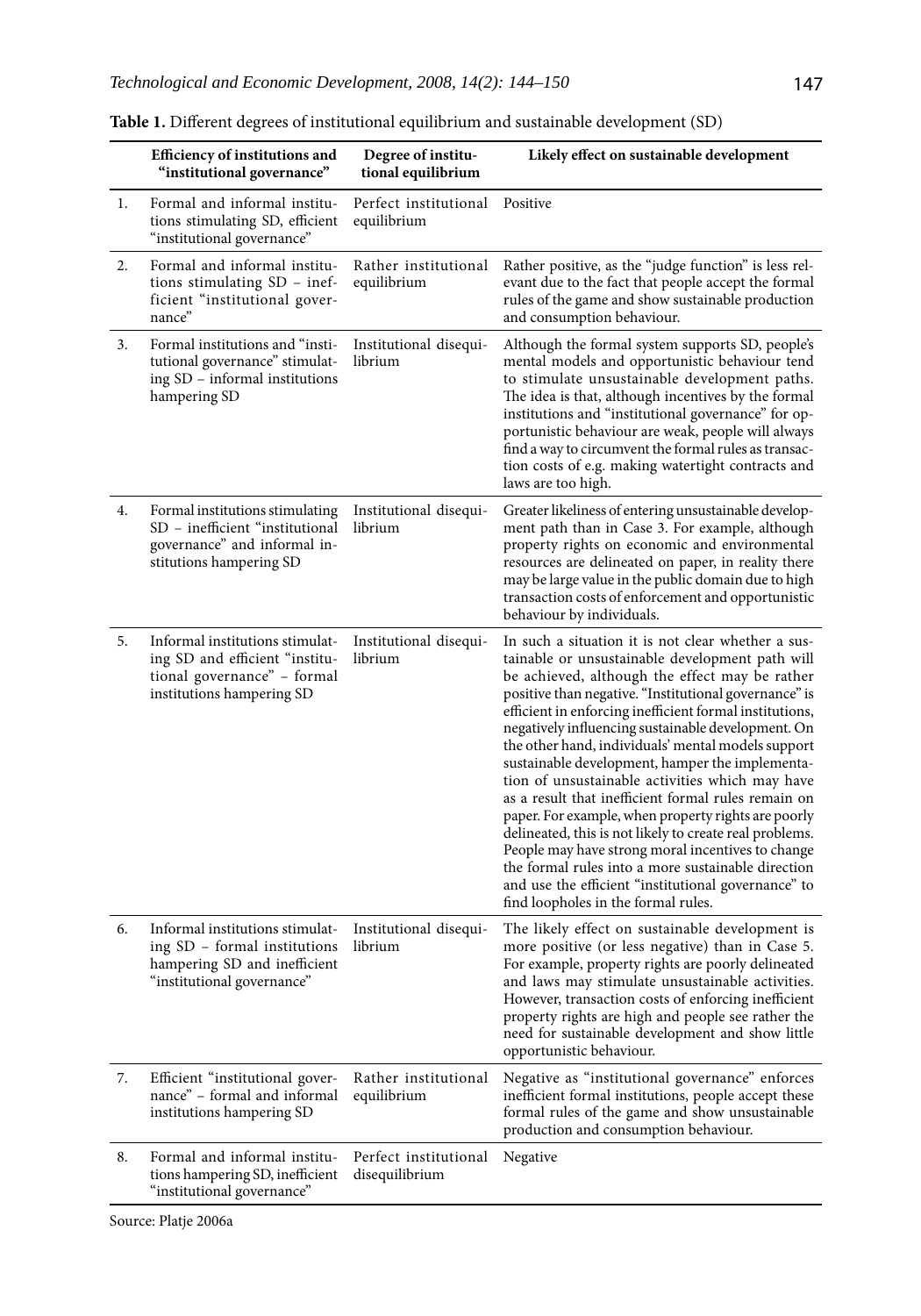**Table 1.** Different degrees of institutional equilibrium and sustainable development (SD)

| | Efficiency of institutions and "institutional governance" | Degree of institutional equilibrium | Likely effect on sustainable development |
|---|---|---|---|
| 1. | Formal and informal institutions stimulating SD, efficient "institutional governance" | Perfect institutional equilibrium | Positive |
| 2. | Formal and informal institutions stimulating SD – inefficient "institutional governance" | Rather institutional equilibrium | Rather positive, as the "judge function" is less relevant due to the fact that people accept the formal rules of the game and show sustainable production and consumption behaviour. |
| 3. | Formal institutions and "institutional governance" stimulating SD – informal institutions hampering SD | Institutional disequilibrium | Although the formal system supports SD, people's mental models and opportunistic behaviour tend to stimulate unsustainable development paths. The idea is that, although incentives by the formal institutions and "institutional governance" for opportunistic behaviour are weak, people will always find a way to circumvent the formal rules as transaction costs of e.g. making watertight contracts and laws are too high. |
| 4. | Formal institutions stimulating SD – inefficient "institutional governance" and informal institutions hampering SD | Institutional disequilibrium | Greater likeliness of entering unsustainable development path than in Case 3. For example, although property rights on economic and environmental resources are delineated on paper, in reality there may be large value in the public domain due to high transaction costs of enforcement and opportunistic behaviour by individuals. |
| 5. | Informal institutions stimulating SD and efficient "institutional governance" – formal institutions hampering SD | Institutional disequilibrium | In such a situation it is not clear whether a sustainable or unsustainable development path will be achieved, although the effect may be rather positive than negative. "Institutional governance" is efficient in enforcing inefficient formal institutions, negatively influencing sustainable development. On the other hand, individuals' mental models support sustainable development, hamper the implementation of unsustainable activities which may have as a result that inefficient formal rules remain on paper. For example, when property rights are poorly delineated, this is not likely to create real problems. People may have strong moral incentives to change the formal rules into a more sustainable direction and use the efficient "institutional governance" to find loopholes in the formal rules. |
| 6. | Informal institutions stimulating SD – formal institutions hampering SD and inefficient "institutional governance" | Institutional disequilibrium | The likely effect on sustainable development is more positive (or less negative) than in Case 5. For example, property rights are poorly delineated and laws may stimulate unsustainable activities. However, transaction costs of enforcing inefficient property rights are high and people see rather the need for sustainable development and show little opportunistic behaviour. |
| 7. | Efficient "institutional governance" – formal and informal institutions hampering SD | Rather institutional equilibrium | Negative as "institutional governance" enforces inefficient formal institutions, people accept these formal rules of the game and show unsustainable production and consumption behaviour. |
| 8. | Formal and informal institutions hampering SD, inefficient "institutional governance" | Perfect institutional disequilibrium | Negative |

Source: Platje 2006a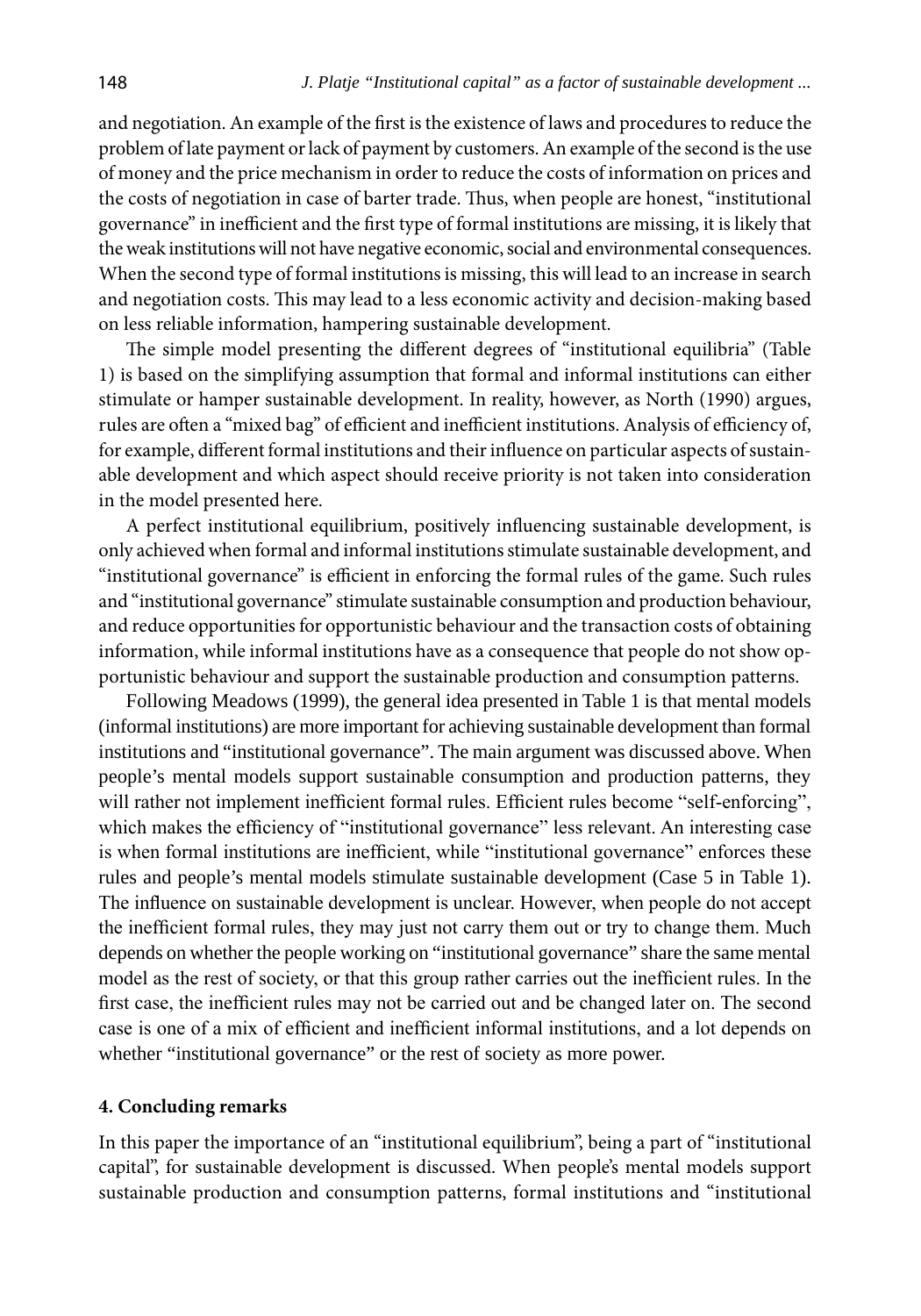and negotiation. An example of the first is the existence of laws and procedures to reduce the problem of late payment or lack of payment by customers. An example of the second is the use of money and the price mechanism in order to reduce the costs of information on prices and the costs of negotiation in case of barter trade. Thus, when people are honest, "institutional governance" in inefficient and the first type of formal institutions are missing, it is likely that the weak institutions will not have negative economic, social and environmental consequences. When the second type of formal institutions is missing, this will lead to an increase in search and negotiation costs. This may lead to a less economic activity and decision-making based on less reliable information, hampering sustainable development.

The simple model presenting the different degrees of "institutional equilibria" (Table 1) is based on the simplifying assumption that formal and informal institutions can either stimulate or hamper sustainable development. In reality, however, as North (1990) argues, rules are often a "mixed bag" of efficient and inefficient institutions. Analysis of efficiency of, for example, different formal institutions and their influence on particular aspects of sustainable development and which aspect should receive priority is not taken into consideration in the model presented here.

A perfect institutional equilibrium, positively influencing sustainable development, is only achieved when formal and informal institutions stimulate sustainable development, and "institutional governance" is efficient in enforcing the formal rules of the game. Such rules and "institutional governance" stimulate sustainable consumption and production behaviour, and reduce opportunities for opportunistic behaviour and the transaction costs of obtaining information, while informal institutions have as a consequence that people do not show opportunistic behaviour and support the sustainable production and consumption patterns.

Following Meadows (1999), the general idea presented in Table 1 is that mental models (informal institutions) are more important for achieving sustainable development than formal institutions and "institutional governance". The main argument was discussed above. When people's mental models support sustainable consumption and production patterns, they will rather not implement inefficient formal rules. Efficient rules become "self-enforcing", which makes the efficiency of "institutional governance" less relevant. An interesting case is when formal institutions are inefficient, while "institutional governance" enforces these rules and people's mental models stimulate sustainable development (Case 5 in Table 1). The influence on sustainable development is unclear. However, when people do not accept the inefficient formal rules, they may just not carry them out or try to change them. Much depends on whether the people working on "institutional governance" share the same mental model as the rest of society, or that this group rather carries out the inefficient rules. In the first case, the inefficient rules may not be carried out and be changed later on. The second case is one of a mix of efficient and inefficient informal institutions, and a lot depends on whether "institutional governance" or the rest of society as more power.

## 4. Concluding remarks

In this paper the importance of an "institutional equilibrium", being a part of "institutional capital", for sustainable development is discussed. When people's mental models support sustainable production and consumption patterns, formal institutions and "institutional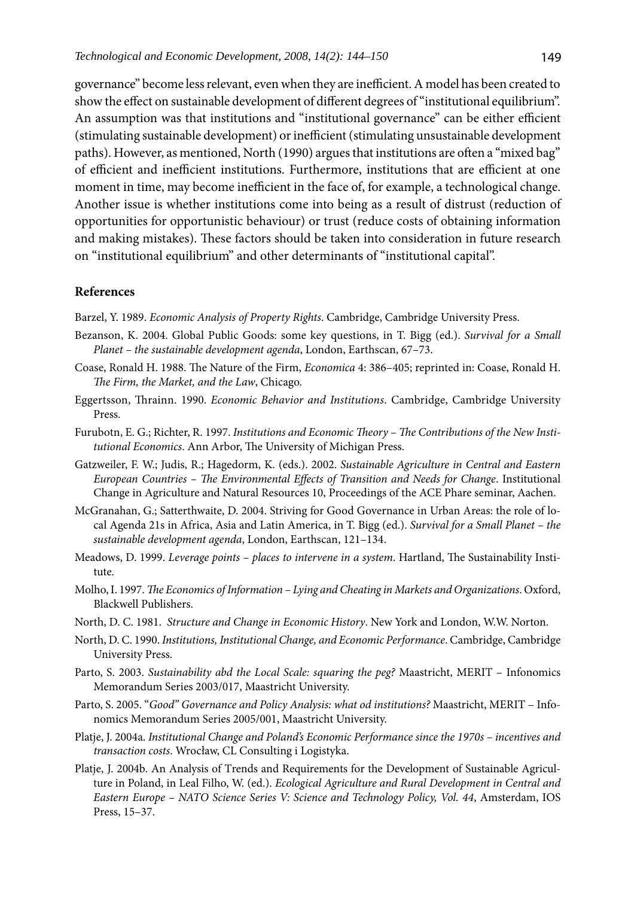governance" become less relevant, even when they are inefficient. A model has been created to show the effect on sustainable development of different degrees of "institutional equilibrium". An assumption was that institutions and "institutional governance" can be either efficient (stimulating sustainable development) or inefficient (stimulating unsustainable development paths). However, as mentioned, North (1990) argues that institutions are often a "mixed bag" of efficient and inefficient institutions. Furthermore, institutions that are efficient at one moment in time, may become inefficient in the face of, for example, a technological change. Another issue is whether institutions come into being as a result of distrust (reduction of opportunities for opportunistic behaviour) or trust (reduce costs of obtaining information and making mistakes). These factors should be taken into consideration in future research on "institutional equilibrium" and other determinants of "institutional capital".

## References

Barzel, Y. 1989. *Economic Analysis of Property Rights*. Cambridge, Cambridge University Press.

Bezanson, K. 2004. Global Public Goods: some key questions, in T. Bigg (ed.). *Survival for a Small Planet – the sustainable development agenda*, London, Earthscan, 67–73.

Coase, Ronald H. 1988. The Nature of the Firm, *Economica* 4: 386–405; reprinted in: Coase, Ronald H. *The Firm, the Market, and the Law*, Chicago.

Eggertsson, Thrainn. 1990. *Economic Behavior and Institutions*. Cambridge, Cambridge University Press.

Furubotn, E. G.; Richter, R. 1997. *Institutions and Economic Theory – The Contributions of the New Institutional Economics*. Ann Arbor, The University of Michigan Press.

Gatzweiler, F. W.; Judis, R.; Hagedorm, K. (eds.). 2002. *Sustainable Agriculture in Central and Eastern European Countries – The Environmental Effects of Transition and Needs for Change*. Institutional Change in Agriculture and Natural Resources 10, Proceedings of the ACE Phare seminar, Aachen.

McGranahan, G.; Satterthwaite, D. 2004. Striving for Good Governance in Urban Areas: the role of local Agenda 21s in Africa, Asia and Latin America, in T. Bigg (ed.). *Survival for a Small Planet – the sustainable development agenda*, London, Earthscan, 121–134.

Meadows, D. 1999. *Leverage points – places to intervene in a system*. Hartland, The Sustainability Institute.

Molho, I. 1997. *The Economics of Information – Lying and Cheating in Markets and Organizations*. Oxford, Blackwell Publishers.

North, D. C. 1981. *Structure and Change in Economic History*. New York and London, W.W. Norton.

North, D. C. 1990. *Institutions, Institutional Change, and Economic Performance*. Cambridge, Cambridge University Press.

Parto, S. 2003. *Sustainability abd the Local Scale: squaring the peg?* Maastricht, MERIT – Infonomics Memorandum Series 2003/017, Maastricht University.

Parto, S. 2005. "*Good" Governance and Policy Analysis: what od institutions?* Maastricht, MERIT – Infonomics Memorandum Series 2005/001, Maastricht University.

Platje, J. 2004a. *Institutional Change and Poland's Economic Performance since the 1970s – incentives and transaction costs*. Wrocław, CL Consulting i Logistyka.

Platje, J. 2004b. An Analysis of Trends and Requirements for the Development of Sustainable Agriculture in Poland, in Leal Filho, W. (ed.). *Ecological Agriculture and Rural Development in Central and Eastern Europe – NATO Science Series V: Science and Technology Policy, Vol. 44*, Amsterdam, IOS Press, 15–37.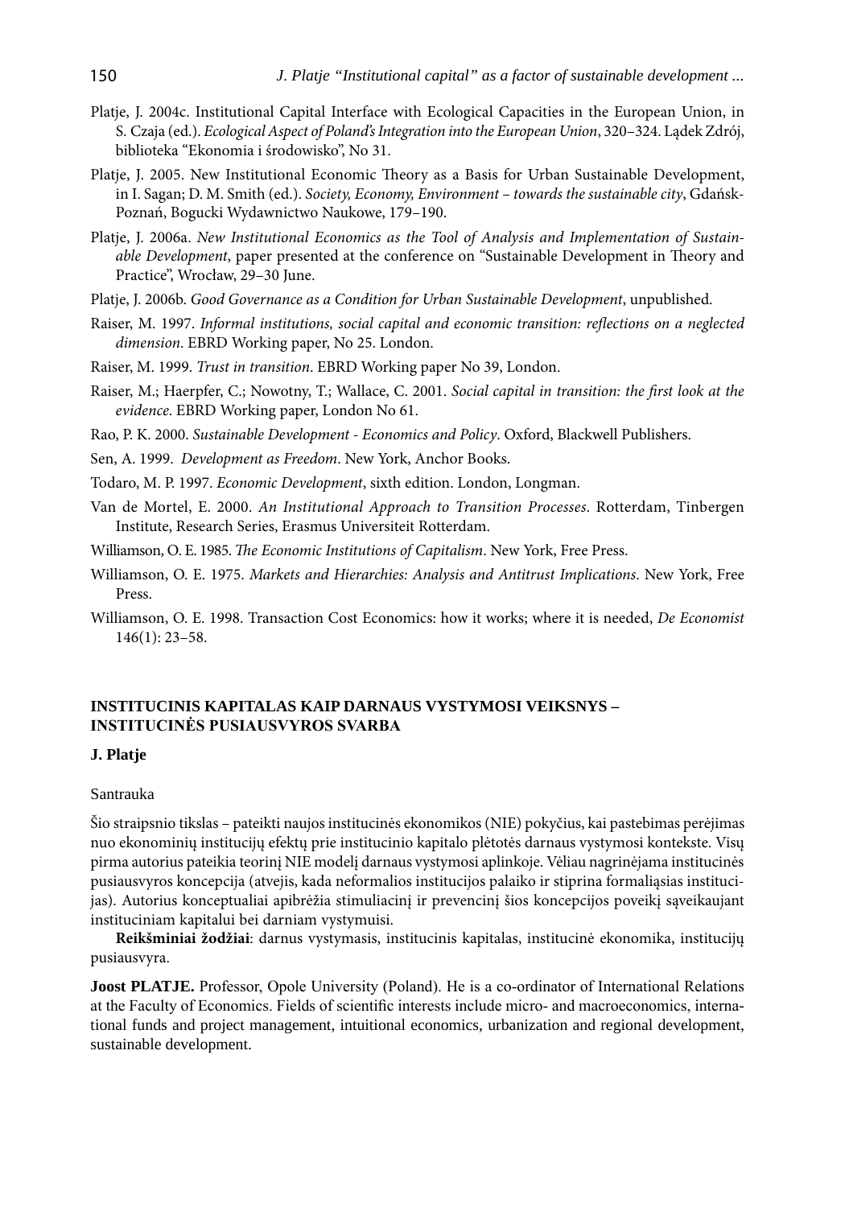Platje, J. 2004c. Institutional Capital Interface with Ecological Capacities in the European Union, in S. Czaja (ed.). *Ecological Aspect of Poland's Integration into the European Union*, 320–324. Lądek Zdrój, biblioteka "Ekonomia i środowisko", No 31.

Platje, J. 2005. New Institutional Economic Theory as a Basis for Urban Sustainable Development, in I. Sagan; D. M. Smith (ed.). *Society, Economy, Environment – towards the sustainable city*, Gdańsk-Poznań, Bogucki Wydawnictwo Naukowe, 179–190.

Platje, J. 2006a. *New Institutional Economics as the Tool of Analysis and Implementation of Sustainable Development*, paper presented at the conference on "Sustainable Development in Theory and Practice", Wrocław, 29–30 June.

Platje, J. 2006b. *Good Governance as a Condition for Urban Sustainable Development*, unpublished.

Raiser, M. 1997. *Informal institutions, social capital and economic transition: reflections on a neglected dimension*. EBRD Working paper, No 25. London.

Raiser, M. 1999. *Trust in transition*. EBRD Working paper No 39, London.

Raiser, M.; Haerpfer, C.; Nowotny, T.; Wallace, C. 2001. *Social capital in transition: the first look at the evidence*. EBRD Working paper, London No 61.

Rao, P. K. 2000. *Sustainable Development - Economics and Policy*. Oxford, Blackwell Publishers.

Sen, A. 1999. *Development as Freedom*. New York, Anchor Books.

Todaro, M. P. 1997. *Economic Development*, sixth edition. London, Longman.

Van de Mortel, E. 2000. *An Institutional Approach to Transition Processes*. Rotterdam, Tinbergen Institute, Research Series, Erasmus Universiteit Rotterdam.

Williamson, O. E. 1985. *The Economic Institutions of Capitalism*. New York, Free Press.

Williamson, O. E. 1975. *Markets and Hierarchies: Analysis and Antitrust Implications*. New York, Free Press.

Williamson, O. E. 1998. Transaction Cost Economics: how it works; where it is needed, *De Economist* 146(1): 23–58.

## INSTITUCINIS KAPITALAS KAIP DARNAUS VYSTYMOSI VEIKSNYS – INSTITUCINĖS PUSIAUSVYROS SVARBA

**J. Platje**

Santrauka

Šio straipsnio tikslas – pateikti naujos institucinės ekonomikos (NIE) pokyčius, kai pastebimas perėjimas nuo ekonominių institucijų efektų prie institucinio kapitalo plėtotės darnaus vystymosi kontekste. Visų pirma autorius pateikia teorinį NIE modelį darnaus vystymosi aplinkoje. Vėliau nagrinėjama institucinės pusiausvyros koncepcija (atvejis, kada neformalios institucijos palaiko ir stiprina formaliąsias institucijas). Autorius konceptualiai apibrėžia stimuliacinį ir prevencinį šios koncepcijos poveikį sąveikaujant instituciniam kapitalui bei darniam vystymuisi.

**Reikšminiai žodžiai**: darnus vystymasis, institucinis kapitalas, institucinė ekonomika, institucijų pusiausvyra.

**Joost PLATJE.** Professor, Opole University (Poland). He is a co-ordinator of International Relations at the Faculty of Economics. Fields of scientific interests include micro- and macroeconomics, international funds and project management, intuitional economics, urbanization and regional development, sustainable development.